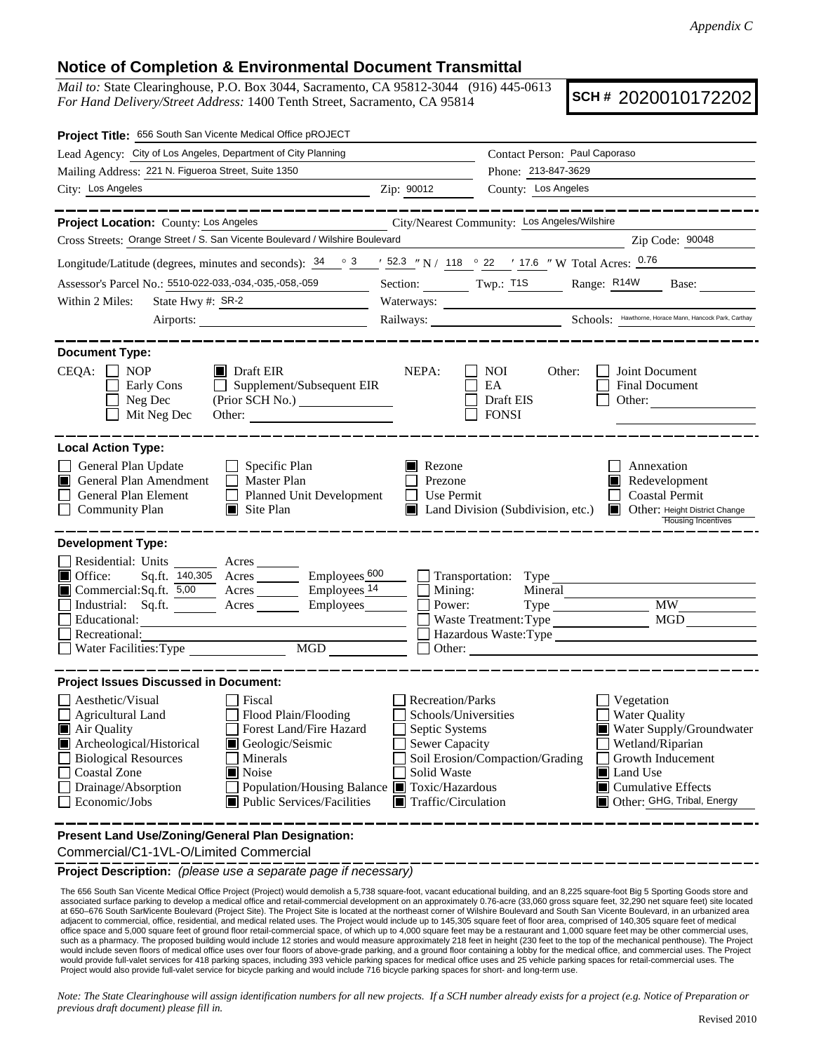*Appendix C*

# Notice of Completion & Environmental Document Transmittal

*Mail to:* State Clearinghouse, P.O. Box 3044, Sacramento, CA 95812-3044 (916) 445-0613
*For Hand Delivery/Street Address:* 1400 Tenth Street, Sacramento, CA 95814

**SCH #** 2020010172202

**Project Title:** 656 South San Vicente Medical Office pROJECT

Lead Agency: City of Los Angeles, Department of City Planning
Contact Person: Paul Caporaso
Mailing Address: 221 N. Figueroa Street, Suite 1350
Phone: 213-847-3629
City: Los Angeles
Zip: 90012
County: Los Angeles

**Project Location:** County: Los Angeles
City/Nearest Community: Los Angeles/Wilshire
Cross Streets: Orange Street / S. San Vicente Boulevard / Wilshire Boulevard
Zip Code: 90048
Longitude/Latitude (degrees, minutes and seconds): 34 ° 3 ′ 52.3 ″ N / 118 ° 22 ′ 17.6 ″ W Total Acres: 0.76
Assessor's Parcel No.: 5510-022-033,-034,-035,-058,-059
Section: Twp.: T1S Range: R14W Base:
Within 2 Miles: State Hwy #: SR-2
Waterways:
Airports:
Railways:
Schools: Hawthorne, Horace Mann, Hancock Park, Carthay

**Document Type:**

CEQA: ☐ NOP ☐ Early Cons ☐ Neg Dec ☐ Mit Neg Dec ■ Draft EIR ☐ Supplement/Subsequent EIR (Prior SCH No.) Other:

NEPA: ☐ NOI ☐ EA ☐ Draft EIS ☐ FONSI

Other: ☐ Joint Document ☐ Final Document ☐ Other:

**Local Action Type:**

☐ General Plan Update
■ General Plan Amendment
☐ General Plan Element
☐ Community Plan
☐ Specific Plan
☐ Master Plan
☐ Planned Unit Development
■ Site Plan
■ Rezone
☐ Prezone
☐ Use Permit
■ Land Division (Subdivision, etc.)
☐ Annexation
■ Redevelopment
☐ Coastal Permit
■ Other: Height District Change, Housing Incentives

**Development Type:**

☐ Residential: Units Acres
■ Office: Sq.ft. 140,305 Acres Employees 600
■ Commercial: Sq.ft. 5,00 Acres Employees 14
☐ Industrial: Sq.ft. Acres Employees
☐ Educational:
☐ Recreational:
☐ Water Facilities: Type MGD
☐ Transportation: Type
☐ Mining: Mineral
☐ Power: Type MW
☐ Waste Treatment: Type MGD
☐ Hazardous Waste: Type
☐ Other:

**Project Issues Discussed in Document:**

☐ Aesthetic/Visual
☐ Agricultural Land
■ Air Quality
■ Archeological/Historical
☐ Biological Resources
☐ Coastal Zone
☐ Drainage/Absorption
☐ Economic/Jobs
☐ Fiscal
☐ Flood Plain/Flooding
☐ Forest Land/Fire Hazard
■ Geologic/Seismic
☐ Minerals
■ Noise
☐ Population/Housing Balance
■ Public Services/Facilities
☐ Recreation/Parks
☐ Schools/Universities
☐ Septic Systems
☐ Sewer Capacity
☐ Soil Erosion/Compaction/Grading
☐ Solid Waste
■ Toxic/Hazardous
■ Traffic/Circulation
☐ Vegetation
☐ Water Quality
■ Water Supply/Groundwater
☐ Wetland/Riparian
☐ Growth Inducement
■ Land Use
■ Cumulative Effects
■ Other: GHG, Tribal, Energy

**Present Land Use/Zoning/General Plan Designation:**

Commercial/C1-1VL-O/Limited Commercial

**Project Description:** *(please use a separate page if necessary)*

The 656 South San Vicente Medical Office Project (Project) would demolish a 5,738 square-foot, vacant educational building, and an 8,225 square-foot Big 5 Sporting Goods store and associated surface parking to develop a medical office and retail-commercial development on an approximately 0.76-acre (33,060 gross square feet, 32,290 net square feet) site located at 650–676 South SanVicente Boulevard (Project Site). The Project Site is located at the northeast corner of Wilshire Boulevard and South San Vicente Boulevard, in an urbanized area adjacent to commercial, office, residential, and medical related uses. The Project would include up to 145,305 square feet of floor area, comprised of 140,305 square feet of medical office space and 5,000 square feet of ground floor retail-commercial space, of which up to 4,000 square feet may be a restaurant and 1,000 square feet may be other commercial uses, such as a pharmacy. The proposed building would include 12 stories and would measure approximately 218 feet in height (230 feet to the top of the mechanical penthouse). The Project would include seven floors of medical office uses over four floors of above-grade parking, and a ground floor containing a lobby for the medical office, and commercial uses. The Project would provide full-valet services for 418 parking spaces, including 393 vehicle parking spaces for medical office uses and 25 vehicle parking spaces for retail-commercial uses. The Project would also provide full-valet service for bicycle parking and would include 716 bicycle parking spaces for short- and long-term use.

*Note: The State Clearinghouse will assign identification numbers for all new projects. If a SCH number already exists for a project (e.g. Notice of Preparation or previous draft document) please fill in.*

Revised 2010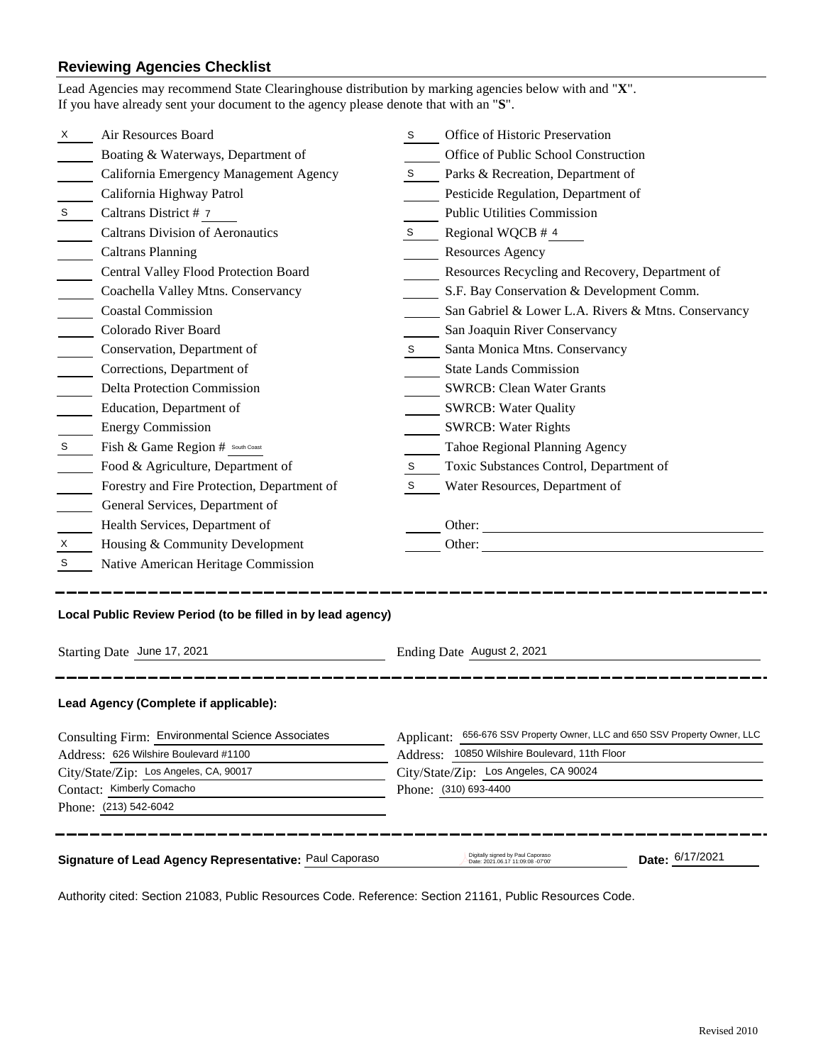## Reviewing Agencies Checklist

Lead Agencies may recommend State Clearinghouse distribution by marking agencies below with and "**X**".
If you have already sent your document to the agency please denote that with an "**S**".

| | | | |
|---|---|---|---|
| X | Air Resources Board | S | Office of Historic Preservation |
| | Boating & Waterways, Department of | | Office of Public School Construction |
| | California Emergency Management Agency | S | Parks & Recreation, Department of |
| | California Highway Patrol | | Pesticide Regulation, Department of |
| S | Caltrans District # 7 | | Public Utilities Commission |
| | Caltrans Division of Aeronautics | S | Regional WQCB # 4 |
| | Caltrans Planning | | Resources Agency |
| | Central Valley Flood Protection Board | | Resources Recycling and Recovery, Department of |
| | Coachella Valley Mtns. Conservancy | | S.F. Bay Conservation & Development Comm. |
| | Coastal Commission | | San Gabriel & Lower L.A. Rivers & Mtns. Conservancy |
| | Colorado River Board | | San Joaquin River Conservancy |
| | Conservation, Department of | S | Santa Monica Mtns. Conservancy |
| | Corrections, Department of | | State Lands Commission |
| | Delta Protection Commission | | SWRCB: Clean Water Grants |
| | Education, Department of | | SWRCB: Water Quality |
| | Energy Commission | | SWRCB: Water Rights |
| S | Fish & Game Region # South Coast | | Tahoe Regional Planning Agency |
| | Food & Agriculture, Department of | S | Toxic Substances Control, Department of |
| | Forestry and Fire Protection, Department of | S | Water Resources, Department of |
| | General Services, Department of | | |
| | Health Services, Department of | | Other: |
| X | Housing & Community Development | | Other: |
| S | Native American Heritage Commission | | |

**Local Public Review Period (to be filled in by lead agency)**

Starting Date June 17, 2021 Ending Date August 2, 2021

**Lead Agency (Complete if applicable):**

Consulting Firm: Environmental Science Associates
Address: 626 Wilshire Boulevard #1100
City/State/Zip: Los Angeles, CA, 90017
Contact: Kimberly Comacho
Phone: (213) 542-6042

Applicant: 656-676 SSV Property Owner, LLC and 650 SSV Property Owner, LLC
Address: 10850 Wilshire Boulevard, 11th Floor
City/State/Zip: Los Angeles, CA 90024
Phone: (310) 693-4400

**Signature of Lead Agency Representative:** Paul Caporaso Digitally signed by Paul Caporaso Date: 2021.06.17 11:09:08 -07'00' **Date:** 6/17/2021

Authority cited: Section 21083, Public Resources Code. Reference: Section 21161, Public Resources Code.

Revised 2010